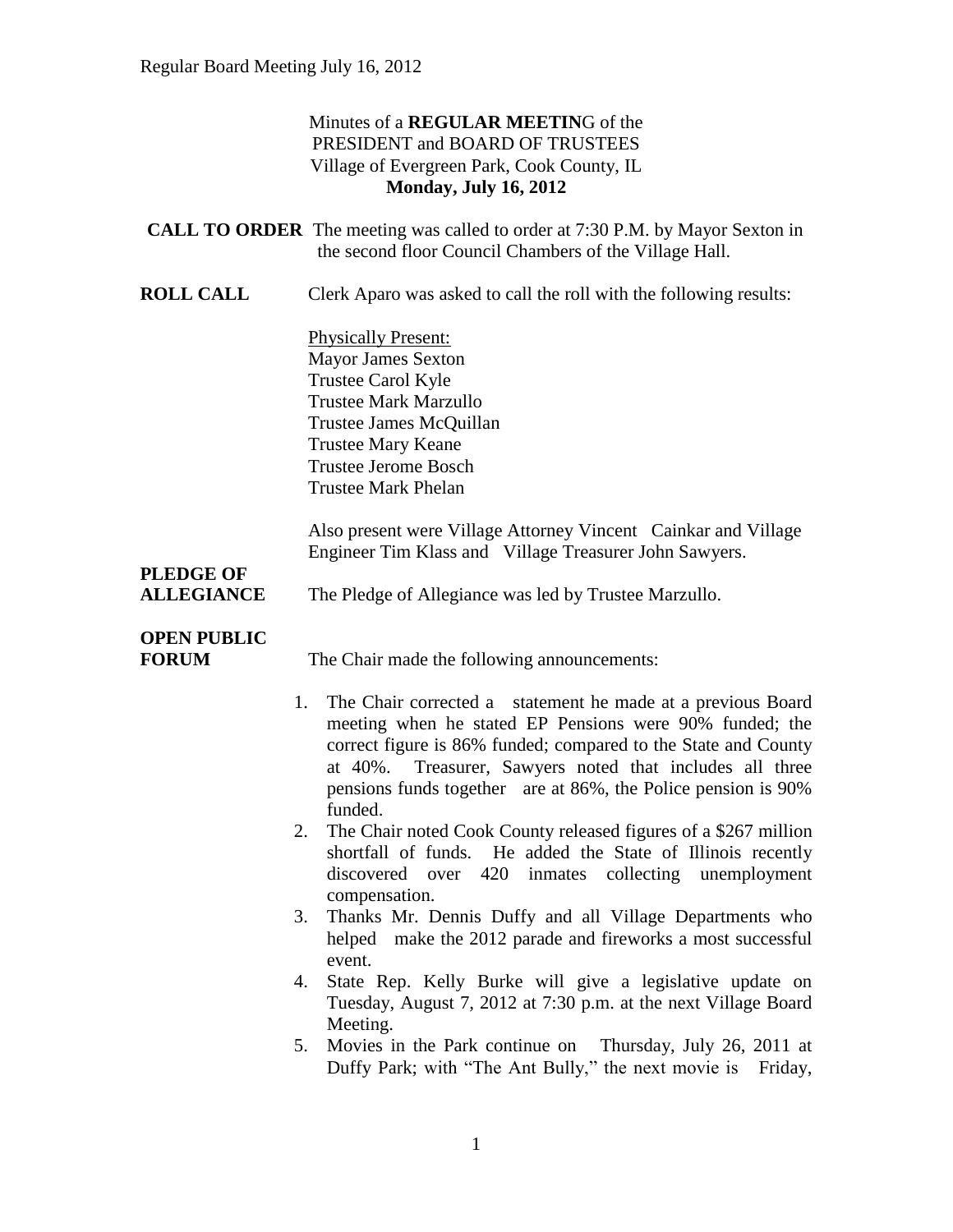Minutes of a **REGULAR MEETIN**G of the
PRESIDENT and BOARD OF TRUSTEES
Village of Evergreen Park, Cook County, IL
**Monday, July 16, 2012**

**CALL TO ORDER** The meeting was called to order at 7:30 P.M. by Mayor Sexton in the second floor Council Chambers of the Village Hall.

**ROLL CALL** Clerk Aparo was asked to call the roll with the following results:

Physically Present:
Mayor James Sexton
Trustee Carol Kyle
Trustee Mark Marzullo
Trustee James McQuillan
Trustee Mary Keane
Trustee Jerome Bosch
Trustee Mark Phelan

Also present were Village Attorney Vincent Cainkar and Village Engineer Tim Klass and Village Treasurer John Sawyers.

**PLEDGE OF ALLEGIANCE** The Pledge of Allegiance was led by Trustee Marzullo.

**OPEN PUBLIC FORUM** The Chair made the following announcements:

1. The Chair corrected a statement he made at a previous Board meeting when he stated EP Pensions were 90% funded; the correct figure is 86% funded; compared to the State and County at 40%. Treasurer, Sawyers noted that includes all three pensions funds together are at 86%, the Police pension is 90% funded.
2. The Chair noted Cook County released figures of a $267 million shortfall of funds. He added the State of Illinois recently discovered over 420 inmates collecting unemployment compensation.
3. Thanks Mr. Dennis Duffy and all Village Departments who helped make the 2012 parade and fireworks a most successful event.
4. State Rep. Kelly Burke will give a legislative update on Tuesday, August 7, 2012 at 7:30 p.m. at the next Village Board Meeting.
5. Movies in the Park continue on Thursday, July 26, 2011 at Duffy Park; with "The Ant Bully," the next movie is Friday,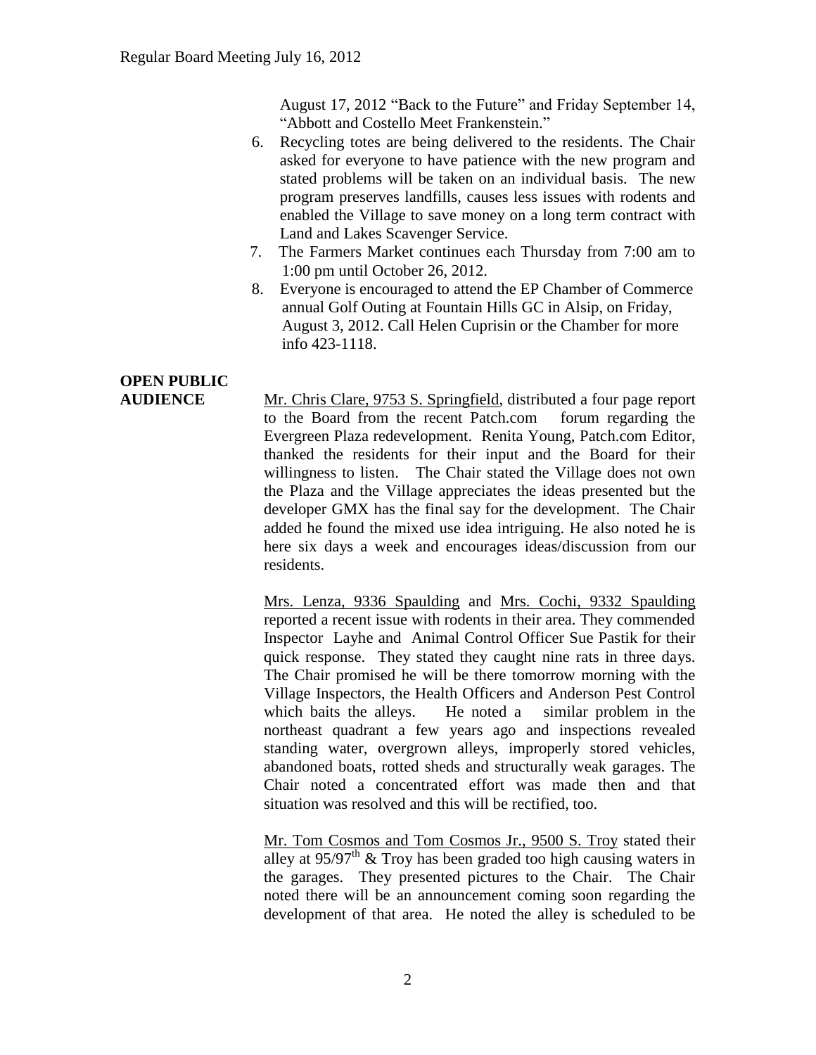August 17, 2012 "Back to the Future" and Friday September 14, "Abbott and Costello Meet Frankenstein."

6. Recycling totes are being delivered to the residents. The Chair asked for everyone to have patience with the new program and stated problems will be taken on an individual basis. The new program preserves landfills, causes less issues with rodents and enabled the Village to save money on a long term contract with Land and Lakes Scavenger Service.
7. The Farmers Market continues each Thursday from 7:00 am to 1:00 pm until October 26, 2012.
8. Everyone is encouraged to attend the EP Chamber of Commerce annual Golf Outing at Fountain Hills GC in Alsip, on Friday, August 3, 2012. Call Helen Cuprisin or the Chamber for more info 423-1118.

**OPEN PUBLIC AUDIENCE**

Mr. Chris Clare, 9753 S. Springfield, distributed a four page report to the Board from the recent Patch.com forum regarding the Evergreen Plaza redevelopment. Renita Young, Patch.com Editor, thanked the residents for their input and the Board for their willingness to listen. The Chair stated the Village does not own the Plaza and the Village appreciates the ideas presented but the developer GMX has the final say for the development. The Chair added he found the mixed use idea intriguing. He also noted he is here six days a week and encourages ideas/discussion from our residents.

Mrs. Lenza, 9336 Spaulding and Mrs. Cochi, 9332 Spaulding reported a recent issue with rodents in their area. They commended Inspector Layhe and Animal Control Officer Sue Pastik for their quick response. They stated they caught nine rats in three days. The Chair promised he will be there tomorrow morning with the Village Inspectors, the Health Officers and Anderson Pest Control which baits the alleys. He noted a similar problem in the northeast quadrant a few years ago and inspections revealed standing water, overgrown alleys, improperly stored vehicles, abandoned boats, rotted sheds and structurally weak garages. The Chair noted a concentrated effort was made then and that situation was resolved and this will be rectified, too.

Mr. Tom Cosmos and Tom Cosmos Jr., 9500 S. Troy stated their alley at 95/97th & Troy has been graded too high causing waters in the garages. They presented pictures to the Chair. The Chair noted there will be an announcement coming soon regarding the development of that area. He noted the alley is scheduled to be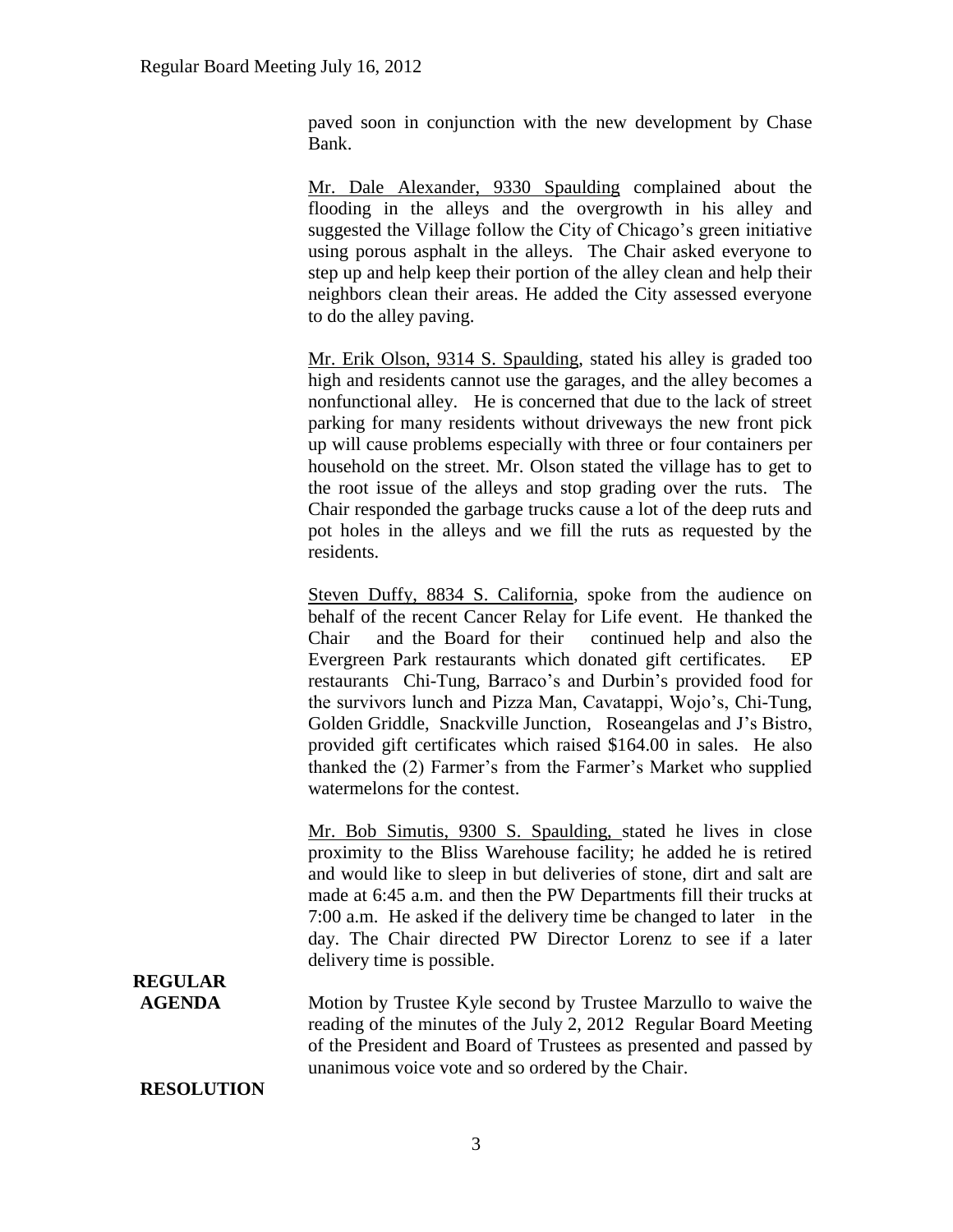paved soon in conjunction with the new development by Chase Bank.

Mr. Dale Alexander, 9330 Spaulding complained about the flooding in the alleys and the overgrowth in his alley and suggested the Village follow the City of Chicago's green initiative using porous asphalt in the alleys. The Chair asked everyone to step up and help keep their portion of the alley clean and help their neighbors clean their areas. He added the City assessed everyone to do the alley paving.

Mr. Erik Olson, 9314 S. Spaulding, stated his alley is graded too high and residents cannot use the garages, and the alley becomes a nonfunctional alley. He is concerned that due to the lack of street parking for many residents without driveways the new front pick up will cause problems especially with three or four containers per household on the street. Mr. Olson stated the village has to get to the root issue of the alleys and stop grading over the ruts. The Chair responded the garbage trucks cause a lot of the deep ruts and pot holes in the alleys and we fill the ruts as requested by the residents.

Steven Duffy, 8834 S. California, spoke from the audience on behalf of the recent Cancer Relay for Life event. He thanked the Chair and the Board for their continued help and also the Evergreen Park restaurants which donated gift certificates. EP restaurants Chi-Tung, Barraco's and Durbin's provided food for the survivors lunch and Pizza Man, Cavatappi, Wojo's, Chi-Tung, Golden Griddle, Snackville Junction, Roseangelas and J's Bistro, provided gift certificates which raised $164.00 in sales. He also thanked the (2) Farmer's from the Farmer's Market who supplied watermelons for the contest.

Mr. Bob Simutis, 9300 S. Spaulding, stated he lives in close proximity to the Bliss Warehouse facility; he added he is retired and would like to sleep in but deliveries of stone, dirt and salt are made at 6:45 a.m. and then the PW Departments fill their trucks at 7:00 a.m. He asked if the delivery time be changed to later in the day. The Chair directed PW Director Lorenz to see if a later delivery time is possible.

**REGULAR AGENDA**

Motion by Trustee Kyle second by Trustee Marzullo to waive the reading of the minutes of the July 2, 2012 Regular Board Meeting of the President and Board of Trustees as presented and passed by unanimous voice vote and so ordered by the Chair.

**RESOLUTION**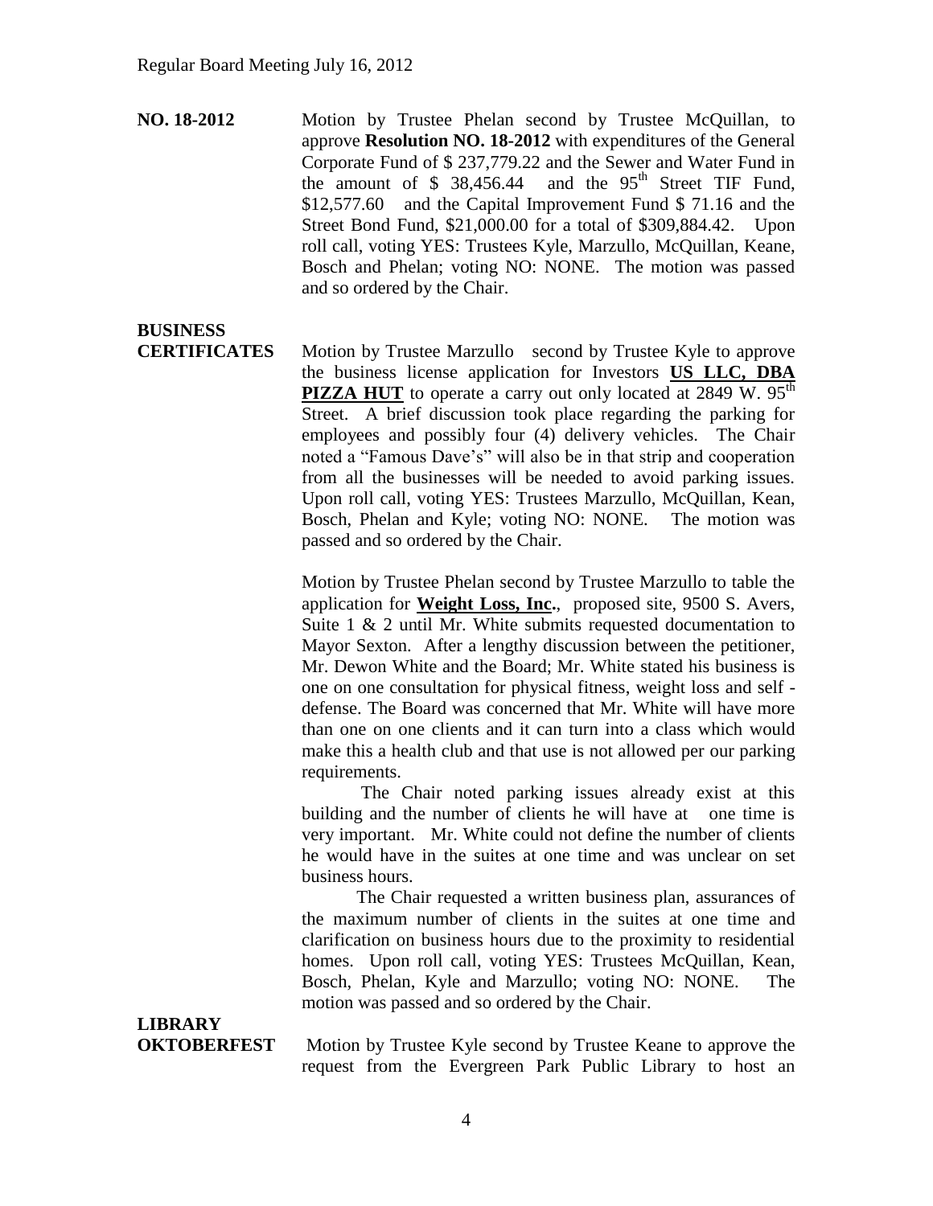**NO. 18-2012** Motion by Trustee Phelan second by Trustee McQuillan, to approve **Resolution NO. 18-2012** with expenditures of the General Corporate Fund of $ 237,779.22 and the Sewer and Water Fund in the amount of $ 38,456.44 and the 95th Street TIF Fund, $12,577.60 and the Capital Improvement Fund $ 71.16 and the Street Bond Fund, $21,000.00 for a total of $309,884.42. Upon roll call, voting YES: Trustees Kyle, Marzullo, McQuillan, Keane, Bosch and Phelan; voting NO: NONE. The motion was passed and so ordered by the Chair.

**BUSINESS CERTIFICATES** Motion by Trustee Marzullo second by Trustee Kyle to approve the business license application for Investors **US LLC, DBA PIZZA HUT** to operate a carry out only located at 2849 W. 95th Street. A brief discussion took place regarding the parking for employees and possibly four (4) delivery vehicles. The Chair noted a "Famous Dave's" will also be in that strip and cooperation from all the businesses will be needed to avoid parking issues. Upon roll call, voting YES: Trustees Marzullo, McQuillan, Kean, Bosch, Phelan and Kyle; voting NO: NONE. The motion was passed and so ordered by the Chair.

Motion by Trustee Phelan second by Trustee Marzullo to table the application for **Weight Loss, Inc.**, proposed site, 9500 S. Avers, Suite 1 & 2 until Mr. White submits requested documentation to Mayor Sexton. After a lengthy discussion between the petitioner, Mr. Dewon White and the Board; Mr. White stated his business is one on one consultation for physical fitness, weight loss and self - defense. The Board was concerned that Mr. White will have more than one on one clients and it can turn into a class which would make this a health club and that use is not allowed per our parking requirements.

The Chair noted parking issues already exist at this building and the number of clients he will have at one time is very important. Mr. White could not define the number of clients he would have in the suites at one time and was unclear on set business hours.

The Chair requested a written business plan, assurances of the maximum number of clients in the suites at one time and clarification on business hours due to the proximity to residential homes. Upon roll call, voting YES: Trustees McQuillan, Kean, Bosch, Phelan, Kyle and Marzullo; voting NO: NONE. The motion was passed and so ordered by the Chair.

**LIBRARY OKTOBERFEST** Motion by Trustee Kyle second by Trustee Keane to approve the request from the Evergreen Park Public Library to host an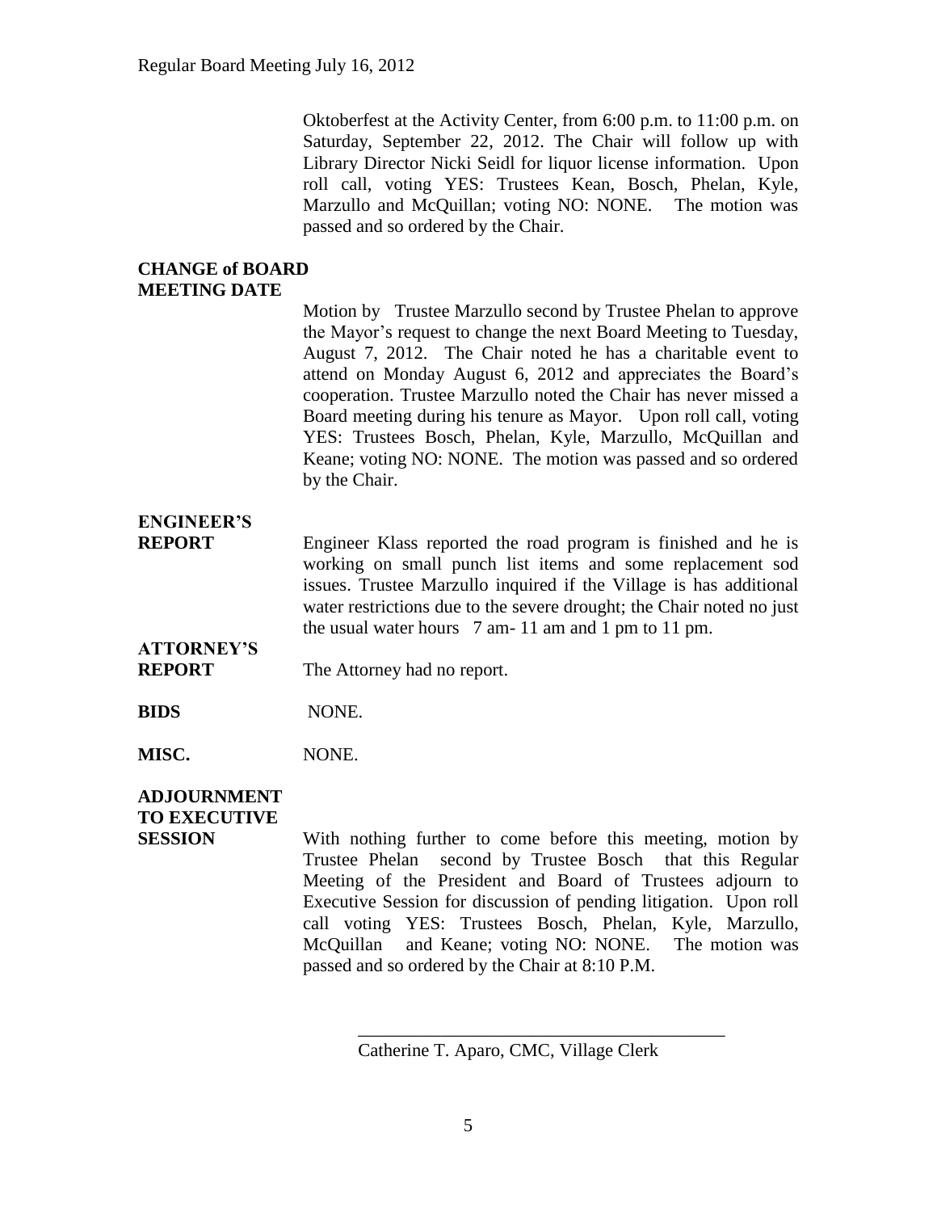Oktoberfest at the Activity Center, from 6:00 p.m. to 11:00 p.m. on Saturday, September 22, 2012. The Chair will follow up with Library Director Nicki Seidl for liquor license information. Upon roll call, voting YES: Trustees Kean, Bosch, Phelan, Kyle, Marzullo and McQuillan; voting NO: NONE. The motion was passed and so ordered by the Chair.

**CHANGE of BOARD MEETING DATE**

Motion by Trustee Marzullo second by Trustee Phelan to approve the Mayor's request to change the next Board Meeting to Tuesday, August 7, 2012. The Chair noted he has a charitable event to attend on Monday August 6, 2012 and appreciates the Board's cooperation. Trustee Marzullo noted the Chair has never missed a Board meeting during his tenure as Mayor. Upon roll call, voting YES: Trustees Bosch, Phelan, Kyle, Marzullo, McQuillan and Keane; voting NO: NONE. The motion was passed and so ordered by the Chair.

**ENGINEER'S REPORT**

Engineer Klass reported the road program is finished and he is working on small punch list items and some replacement sod issues. Trustee Marzullo inquired if the Village is has additional water restrictions due to the severe drought; the Chair noted no just the usual water hours 7 am- 11 am and 1 pm to 11 pm.

**ATTORNEY'S REPORT**

The Attorney had no report.

**BIDS**

NONE.

**MISC.**

NONE.

**ADJOURNMENT TO EXECUTIVE SESSION**

With nothing further to come before this meeting, motion by Trustee Phelan second by Trustee Bosch that this Regular Meeting of the President and Board of Trustees adjourn to Executive Session for discussion of pending litigation. Upon roll call voting YES: Trustees Bosch, Phelan, Kyle, Marzullo, McQuillan and Keane; voting NO: NONE. The motion was passed and so ordered by the Chair at 8:10 P.M.

\_\_\_\_\_\_\_\_\_\_\_\_\_\_\_\_\_\_\_\_\_\_\_\_\_\_\_\_\_\_\_\_\_\_\_\_\_\_\_\_

Catherine T. Aparo, CMC, Village Clerk